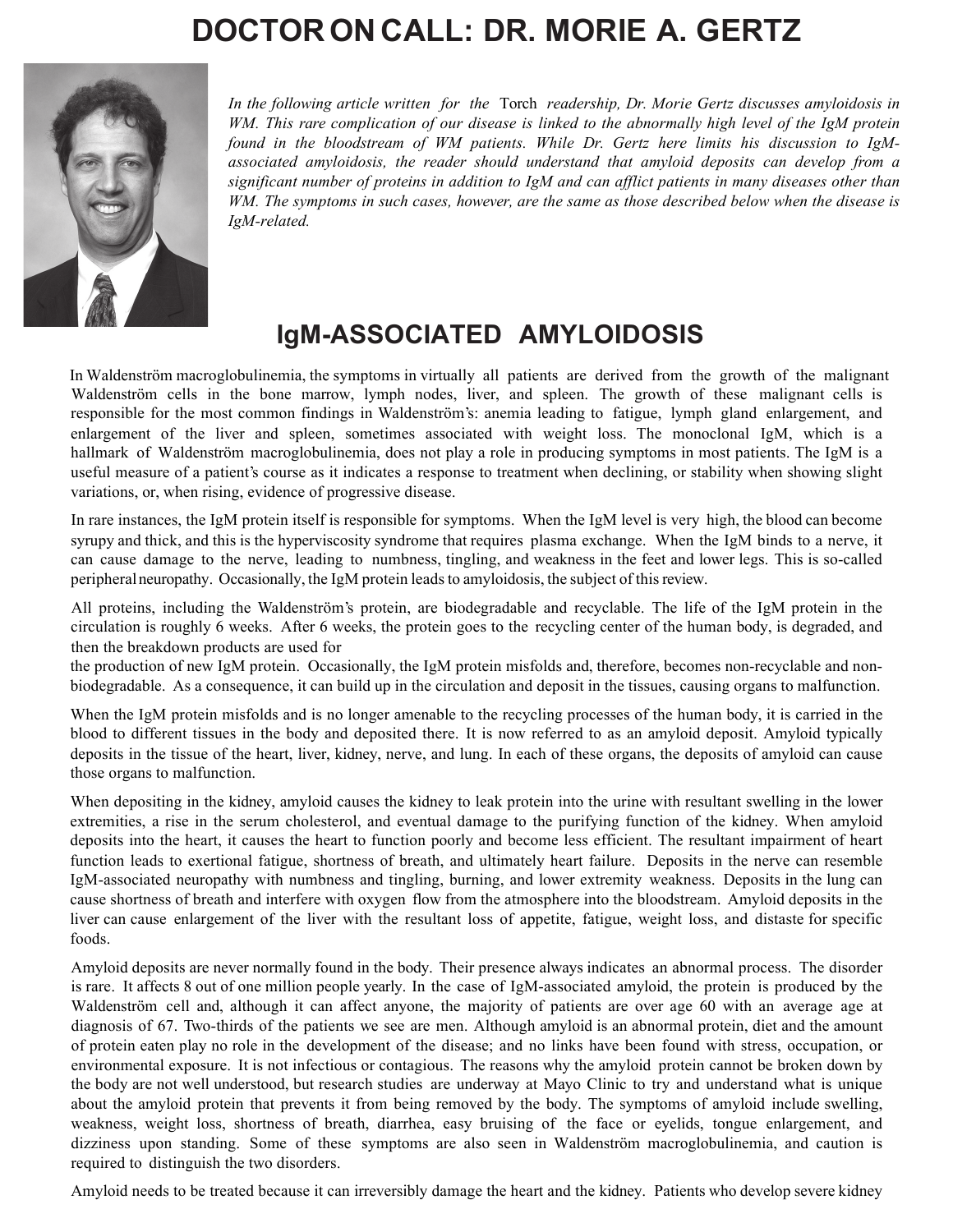# DOCTOR ON CALL: DR. MORIE A. GERTZ

*In the following article written for the* Torch *readership, Dr. Morie Gertz discusses amyloidosis in WM. This rare complication of our disease is linked to the abnormally high level of the IgM protein found in the bloodstream of WM patients. While Dr. Gertz here limits his discussion to IgM-associated amyloidosis, the reader should understand that amyloid deposits can develop from a significant number of proteins in addition to IgM and can afflict patients in many diseases other than WM. The symptoms in such cases, however, are the same as those described below when the disease is IgM-related.*

## IgM-ASSOCIATED AMYLOIDOSIS

In Waldenström macroglobulinemia, the symptoms in virtually all patients are derived from the growth of the malignant Waldenström cells in the bone marrow, lymph nodes, liver, and spleen. The growth of these malignant cells is responsible for the most common findings in Waldenström's: anemia leading to fatigue, lymph gland enlargement, and enlargement of the liver and spleen, sometimes associated with weight loss. The monoclonal IgM, which is a hallmark of Waldenström macroglobulinemia, does not play a role in producing symptoms in most patients. The IgM is a useful measure of a patient's course as it indicates a response to treatment when declining, or stability when showing slight variations, or, when rising, evidence of progressive disease.

In rare instances, the IgM protein itself is responsible for symptoms. When the IgM level is very high, the blood can become syrupy and thick, and this is the hyperviscosity syndrome that requires plasma exchange. When the IgM binds to a nerve, it can cause damage to the nerve, leading to numbness, tingling, and weakness in the feet and lower legs. This is so-called peripheral neuropathy. Occasionally, the IgM protein leads to amyloidosis, the subject of this review.

All proteins, including the Waldenström's protein, are biodegradable and recyclable. The life of the IgM protein in the circulation is roughly 6 weeks. After 6 weeks, the protein goes to the recycling center of the human body, is degraded, and then the breakdown products are used for the production of new IgM protein. Occasionally, the IgM protein misfolds and, therefore, becomes non-recyclable and non-biodegradable. As a consequence, it can build up in the circulation and deposit in the tissues, causing organs to malfunction.

When the IgM protein misfolds and is no longer amenable to the recycling processes of the human body, it is carried in the blood to different tissues in the body and deposited there. It is now referred to as an amyloid deposit. Amyloid typically deposits in the tissue of the heart, liver, kidney, nerve, and lung. In each of these organs, the deposits of amyloid can cause those organs to malfunction.

When depositing in the kidney, amyloid causes the kidney to leak protein into the urine with resultant swelling in the lower extremities, a rise in the serum cholesterol, and eventual damage to the purifying function of the kidney. When amyloid deposits into the heart, it causes the heart to function poorly and become less efficient. The resultant impairment of heart function leads to exertional fatigue, shortness of breath, and ultimately heart failure. Deposits in the nerve can resemble IgM-associated neuropathy with numbness and tingling, burning, and lower extremity weakness. Deposits in the lung can cause shortness of breath and interfere with oxygen flow from the atmosphere into the bloodstream. Amyloid deposits in the liver can cause enlargement of the liver with the resultant loss of appetite, fatigue, weight loss, and distaste for specific foods.

Amyloid deposits are never normally found in the body. Their presence always indicates an abnormal process. The disorder is rare. It affects 8 out of one million people yearly. In the case of IgM-associated amyloid, the protein is produced by the Waldenström cell and, although it can affect anyone, the majority of patients are over age 60 with an average age at diagnosis of 67. Two-thirds of the patients we see are men. Although amyloid is an abnormal protein, diet and the amount of protein eaten play no role in the development of the disease; and no links have been found with stress, occupation, or environmental exposure. It is not infectious or contagious. The reasons why the amyloid protein cannot be broken down by the body are not well understood, but research studies are underway at Mayo Clinic to try and understand what is unique about the amyloid protein that prevents it from being removed by the body. The symptoms of amyloid include swelling, weakness, weight loss, shortness of breath, diarrhea, easy bruising of the face or eyelids, tongue enlargement, and dizziness upon standing. Some of these symptoms are also seen in Waldenström macroglobulinemia, and caution is required to distinguish the two disorders.

Amyloid needs to be treated because it can irreversibly damage the heart and the kidney. Patients who develop severe kidney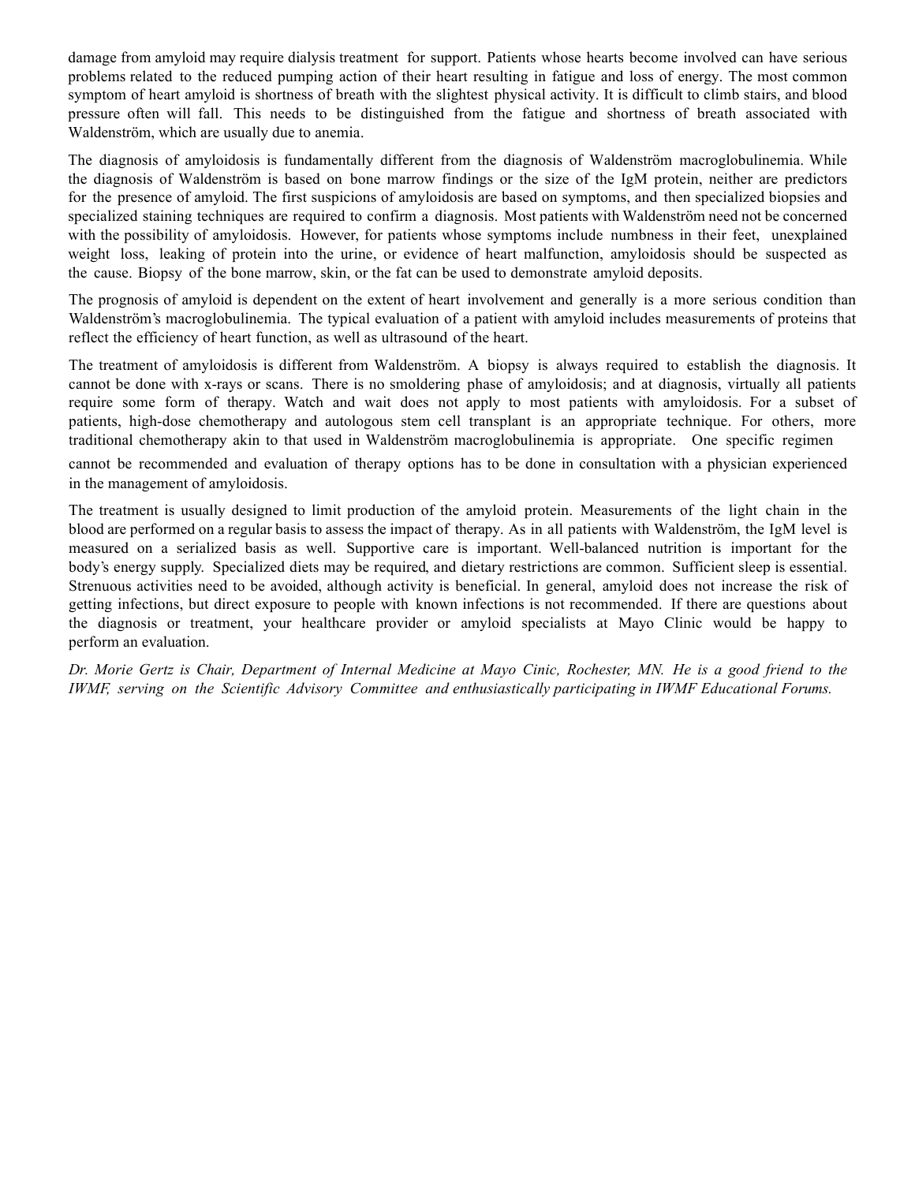damage from amyloid may require dialysis treatment for support. Patients whose hearts become involved can have serious problems related to the reduced pumping action of their heart resulting in fatigue and loss of energy. The most common symptom of heart amyloid is shortness of breath with the slightest physical activity. It is difficult to climb stairs, and blood pressure often will fall. This needs to be distinguished from the fatigue and shortness of breath associated with Waldenström, which are usually due to anemia.

The diagnosis of amyloidosis is fundamentally different from the diagnosis of Waldenström macroglobulinemia. While the diagnosis of Waldenström is based on bone marrow findings or the size of the IgM protein, neither are predictors for the presence of amyloid. The first suspicions of amyloidosis are based on symptoms, and then specialized biopsies and specialized staining techniques are required to confirm a diagnosis. Most patients with Waldenström need not be concerned with the possibility of amyloidosis. However, for patients whose symptoms include numbness in their feet, unexplained weight loss, leaking of protein into the urine, or evidence of heart malfunction, amyloidosis should be suspected as the cause. Biopsy of the bone marrow, skin, or the fat can be used to demonstrate amyloid deposits.

The prognosis of amyloid is dependent on the extent of heart involvement and generally is a more serious condition than Waldenström's macroglobulinemia. The typical evaluation of a patient with amyloid includes measurements of proteins that reflect the efficiency of heart function, as well as ultrasound of the heart.

The treatment of amyloidosis is different from Waldenström. A biopsy is always required to establish the diagnosis. It cannot be done with x-rays or scans. There is no smoldering phase of amyloidosis; and at diagnosis, virtually all patients require some form of therapy. Watch and wait does not apply to most patients with amyloidosis. For a subset of patients, high-dose chemotherapy and autologous stem cell transplant is an appropriate technique. For others, more traditional chemotherapy akin to that used in Waldenström macroglobulinemia is appropriate. One specific regimen cannot be recommended and evaluation of therapy options has to be done in consultation with a physician experienced in the management of amyloidosis.

The treatment is usually designed to limit production of the amyloid protein. Measurements of the light chain in the blood are performed on a regular basis to assess the impact of therapy. As in all patients with Waldenström, the IgM level is measured on a serialized basis as well. Supportive care is important. Well-balanced nutrition is important for the body's energy supply. Specialized diets may be required, and dietary restrictions are common. Sufficient sleep is essential. Strenuous activities need to be avoided, although activity is beneficial. In general, amyloid does not increase the risk of getting infections, but direct exposure to people with known infections is not recommended. If there are questions about the diagnosis or treatment, your healthcare provider or amyloid specialists at Mayo Clinic would be happy to perform an evaluation.

*Dr. Morie Gertz is Chair, Department of Internal Medicine at Mayo Cinic, Rochester, MN. He is a good friend to the IWMF, serving on the Scientific Advisory Committee and enthusiastically participating in IWMF Educational Forums.*